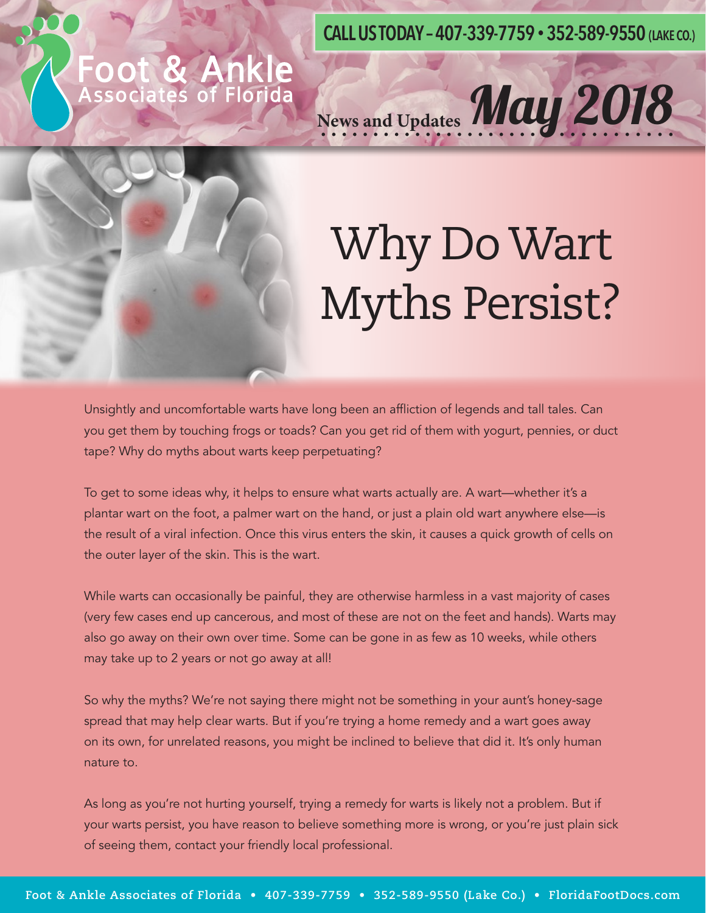CALL US TODAY – 407-339-7759 • 352-589-9550 (LAKE CO.)

Foot & Ankle Associates of Florida

News and Updates **May 2018**

# Why Do Wart Myths Persist?

Unsightly and uncomfortable warts have long been an affliction of legends and tall tales. Can you get them by touching frogs or toads? Can you get rid of them with yogurt, pennies, or duct tape? Why do myths about warts keep perpetuating?

To get to some ideas why, it helps to ensure what warts actually are. A wart—whether it's a plantar wart on the foot, a palmer wart on the hand, or just a plain old wart anywhere else—is the result of a viral infection. Once this virus enters the skin, it causes a quick growth of cells on the outer layer of the skin. This is the wart.

While warts can occasionally be painful, they are otherwise harmless in a vast majority of cases (very few cases end up cancerous, and most of these are not on the feet and hands). Warts may also go away on their own over time. Some can be gone in as few as 10 weeks, while others may take up to 2 years or not go away at all!

So why the myths? We're not saying there might not be something in your aunt's honey-sage spread that may help clear warts. But if you're trying a home remedy and a wart goes away on its own, for unrelated reasons, you might be inclined to believe that did it. It's only human nature to.

As long as you're not hurting yourself, trying a remedy for warts is likely not a problem. But if your warts persist, you have reason to believe something more is wrong, or you're just plain sick of seeing them, contact your friendly local professional.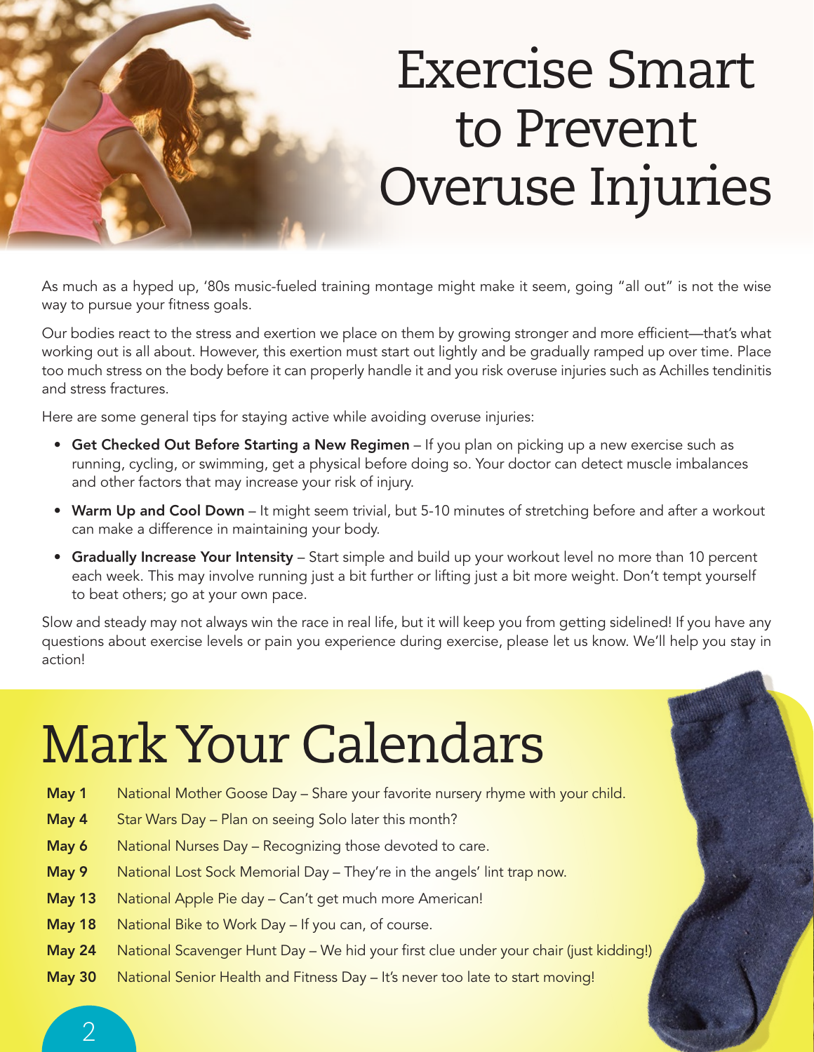# Exercise Smart to Prevent Overuse Injuries

As much as a hyped up, '80s music-fueled training montage might make it seem, going "all out" is not the wise way to pursue your fitness goals.

Our bodies react to the stress and exertion we place on them by growing stronger and more efficient—that's what working out is all about. However, this exertion must start out lightly and be gradually ramped up over time. Place too much stress on the body before it can properly handle it and you risk overuse injuries such as Achilles tendinitis and stress fractures.

Here are some general tips for staying active while avoiding overuse injuries:

- **Get Checked Out Before Starting a New Regimen** – If you plan on picking up a new exercise such as running, cycling, or swimming, get a physical before doing so. Your doctor can detect muscle imbalances and other factors that may increase your risk of injury.
- **Warm Up and Cool Down** – It might seem trivial, but 5-10 minutes of stretching before and after a workout can make a difference in maintaining your body.
- **Gradually Increase Your Intensity** – Start simple and build up your workout level no more than 10 percent each week. This may involve running just a bit further or lifting just a bit more weight. Don't tempt yourself to beat others; go at your own pace.

Slow and steady may not always win the race in real life, but it will keep you from getting sidelined! If you have any questions about exercise levels or pain you experience during exercise, please let us know. We'll help you stay in action!

# Mark Your Calendars

| | |
|---|---|
| **May 1** | National Mother Goose Day – Share your favorite nursery rhyme with your child. |
| **May 4** | Star Wars Day – Plan on seeing Solo later this month? |
| **May 6** | National Nurses Day – Recognizing those devoted to care. |
| **May 9** | National Lost Sock Memorial Day – They're in the angels' lint trap now. |
| **May 13** | National Apple Pie day – Can't get much more American! |
| **May 18** | National Bike to Work Day – If you can, of course. |
| **May 24** | National Scavenger Hunt Day – We hid your first clue under your chair (just kidding!) |
| **May 30** | National Senior Health and Fitness Day – It's never too late to start moving! |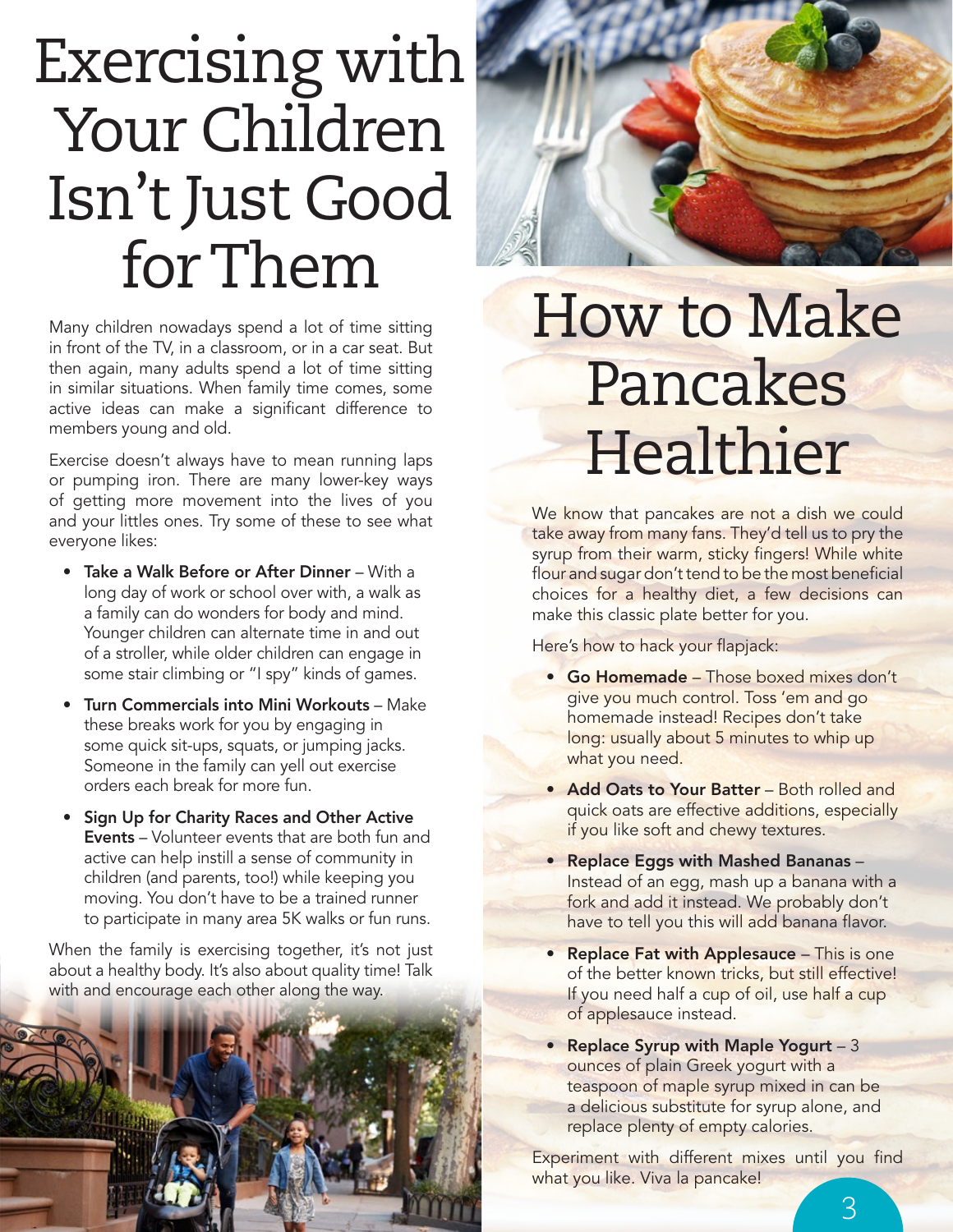# Exercising with Your Children Isn't Just Good for Them

Many children nowadays spend a lot of time sitting in front of the TV, in a classroom, or in a car seat. But then again, many adults spend a lot of time sitting in similar situations. When family time comes, some active ideas can make a significant difference to members young and old.

Exercise doesn't always have to mean running laps or pumping iron. There are many lower-key ways of getting more movement into the lives of you and your littles ones. Try some of these to see what everyone likes:

- **Take a Walk Before or After Dinner** – With a long day of work or school over with, a walk as a family can do wonders for body and mind. Younger children can alternate time in and out of a stroller, while older children can engage in some stair climbing or "I spy" kinds of games.
- **Turn Commercials into Mini Workouts** – Make these breaks work for you by engaging in some quick sit-ups, squats, or jumping jacks. Someone in the family can yell out exercise orders each break for more fun.
- **Sign Up for Charity Races and Other Active Events** – Volunteer events that are both fun and active can help instill a sense of community in children (and parents, too!) while keeping you moving. You don't have to be a trained runner to participate in many area 5K walks or fun runs.

When the family is exercising together, it's not just about a healthy body. It's also about quality time! Talk with and encourage each other along the way.

# How to Make Pancakes Healthier

We know that pancakes are not a dish we could take away from many fans. They'd tell us to pry the syrup from their warm, sticky fingers! While white flour and sugar don't tend to be the most beneficial choices for a healthy diet, a few decisions can make this classic plate better for you.

Here's how to hack your flapjack:

- **Go Homemade** – Those boxed mixes don't give you much control. Toss 'em and go homemade instead! Recipes don't take long: usually about 5 minutes to whip up what you need.
- **Add Oats to Your Batter** – Both rolled and quick oats are effective additions, especially if you like soft and chewy textures.
- **Replace Eggs with Mashed Bananas** – Instead of an egg, mash up a banana with a fork and add it instead. We probably don't have to tell you this will add banana flavor.
- **Replace Fat with Applesauce** – This is one of the better known tricks, but still effective! If you need half a cup of oil, use half a cup of applesauce instead.
- **Replace Syrup with Maple Yogurt** – 3 ounces of plain Greek yogurt with a teaspoon of maple syrup mixed in can be a delicious substitute for syrup alone, and replace plenty of empty calories.

Experiment with different mixes until you find what you like. Viva la pancake!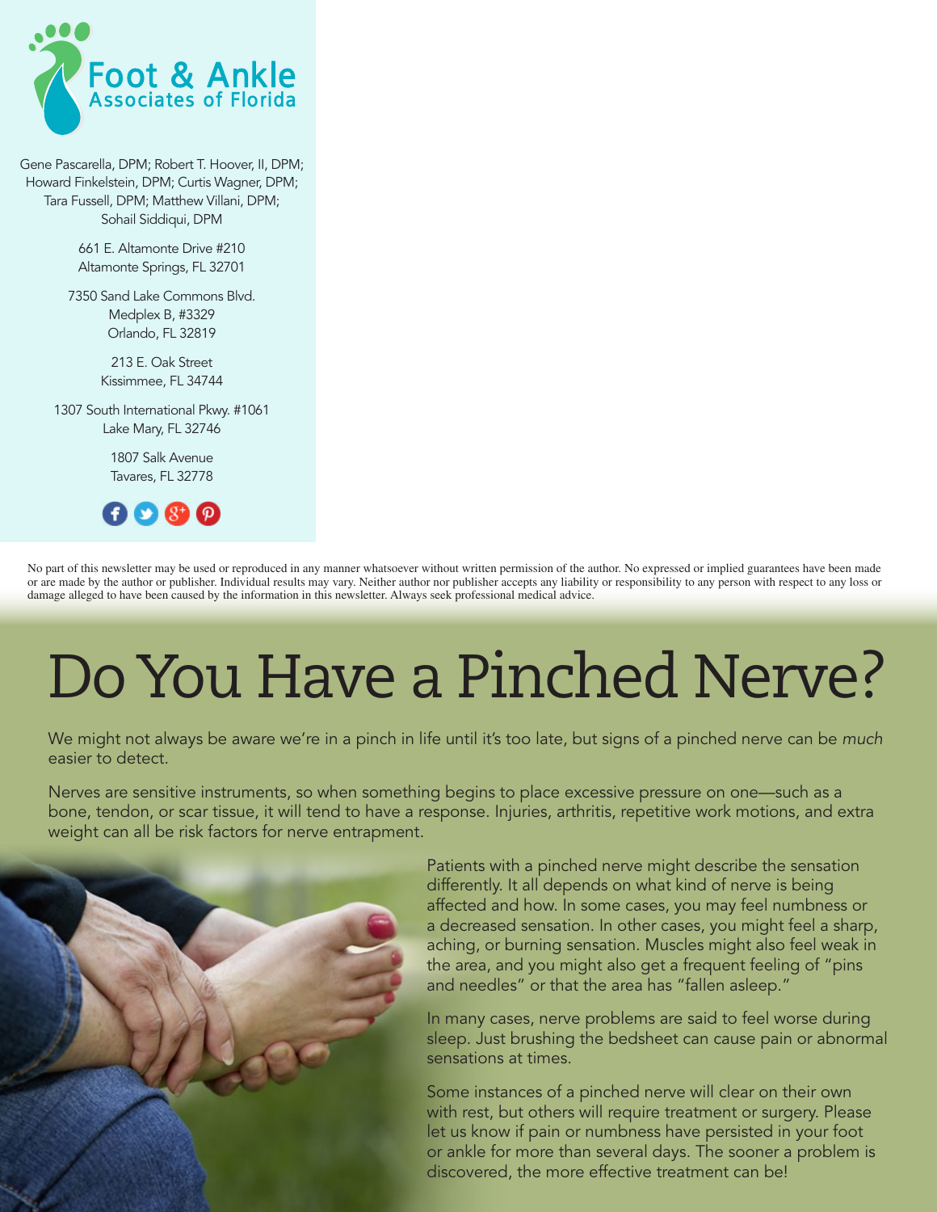Foot & Ankle Associates of Florida

Gene Pascarella, DPM; Robert T. Hoover, II, DPM; Howard Finkelstein, DPM; Curtis Wagner, DPM; Tara Fussell, DPM; Matthew Villani, DPM; Sohail Siddiqui, DPM

661 E. Altamonte Drive #210
Altamonte Springs, FL 32701

7350 Sand Lake Commons Blvd.
Medplex B, #3329
Orlando, FL 32819

213 E. Oak Street
Kissimmee, FL 34744

1307 South International Pkwy. #1061
Lake Mary, FL 32746

1807 Salk Avenue
Tavares, FL 32778

No part of this newsletter may be used or reproduced in any manner whatsoever without written permission of the author. No expressed or implied guarantees have been made or are made by the author or publisher. Individual results may vary. Neither author nor publisher accepts any liability or responsibility to any person with respect to any loss or damage alleged to have been caused by the information in this newsletter. Always seek professional medical advice.

# Do You Have a Pinched Nerve?

We might not always be aware we're in a pinch in life until it's too late, but signs of a pinched nerve can be *much* easier to detect.

Nerves are sensitive instruments, so when something begins to place excessive pressure on one—such as a bone, tendon, or scar tissue, it will tend to have a response. Injuries, arthritis, repetitive work motions, and extra weight can all be risk factors for nerve entrapment.

Patients with a pinched nerve might describe the sensation differently. It all depends on what kind of nerve is being affected and how. In some cases, you may feel numbness or a decreased sensation. In other cases, you might feel a sharp, aching, or burning sensation. Muscles might also feel weak in the area, and you might also get a frequent feeling of "pins and needles" or that the area has "fallen asleep."

In many cases, nerve problems are said to feel worse during sleep. Just brushing the bedsheet can cause pain or abnormal sensations at times.

Some instances of a pinched nerve will clear on their own with rest, but others will require treatment or surgery. Please let us know if pain or numbness have persisted in your foot or ankle for more than several days. The sooner a problem is discovered, the more effective treatment can be!